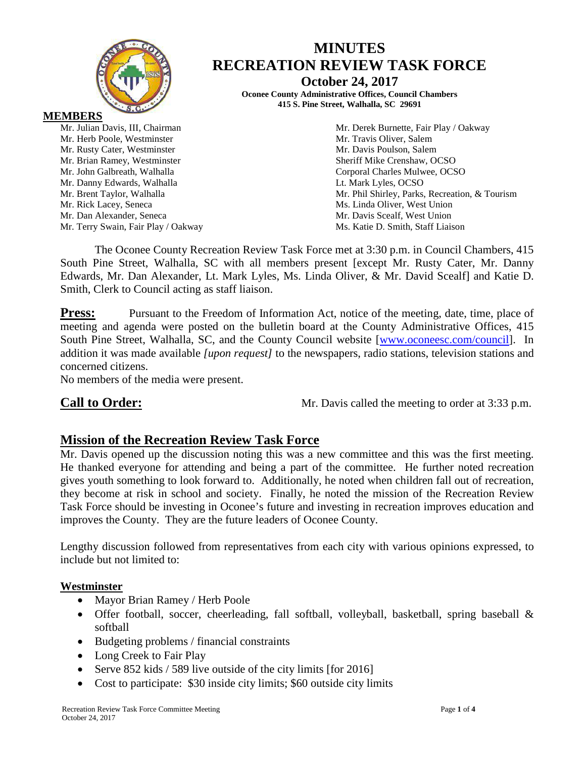# MINUTES
# RECREATION REVIEW TASK FORCE

**October 24, 2017**

**Oconee County Administrative Offices, Council Chambers**
**415 S. Pine Street, Walhalla, SC 29691**

**MEMBERS**

Mr. Julian Davis, III, Chairman
Mr. Herb Poole, Westminster
Mr. Rusty Cater, Westminster
Mr. Brian Ramey, Westminster
Mr. John Galbreath, Walhalla
Mr. Danny Edwards, Walhalla
Mr. Brent Taylor, Walhalla
Mr. Rick Lacey, Seneca
Mr. Dan Alexander, Seneca
Mr. Terry Swain, Fair Play / Oakway
Mr. Derek Burnette, Fair Play / Oakway
Mr. Travis Oliver, Salem
Mr. Davis Poulson, Salem
Sheriff Mike Crenshaw, OCSO
Corporal Charles Mulwee, OCSO
Lt. Mark Lyles, OCSO
Mr. Phil Shirley, Parks, Recreation, & Tourism
Ms. Linda Oliver, West Union
Mr. Davis Scealf, West Union
Ms. Katie D. Smith, Staff Liaison

The Oconee County Recreation Review Task Force met at 3:30 p.m. in Council Chambers, 415 South Pine Street, Walhalla, SC with all members present [except Mr. Rusty Cater, Mr. Danny Edwards, Mr. Dan Alexander, Lt. Mark Lyles, Ms. Linda Oliver, & Mr. David Scealf] and Katie D. Smith, Clerk to Council acting as staff liaison.

**Press:** Pursuant to the Freedom of Information Act, notice of the meeting, date, time, place of meeting and agenda were posted on the bulletin board at the County Administrative Offices, 415 South Pine Street, Walhalla, SC, and the County Council website [www.oconeesc.com/council]. In addition it was made available *[upon request]* to the newspapers, radio stations, television stations and concerned citizens.
No members of the media were present.

**Call to Order:** Mr. Davis called the meeting to order at 3:33 p.m.

## Mission of the Recreation Review Task Force

Mr. Davis opened up the discussion noting this was a new committee and this was the first meeting. He thanked everyone for attending and being a part of the committee. He further noted recreation gives youth something to look forward to. Additionally, he noted when children fall out of recreation, they become at risk in school and society. Finally, he noted the mission of the Recreation Review Task Force should be investing in Oconee's future and investing in recreation improves education and improves the County. They are the future leaders of Oconee County.

Lengthy discussion followed from representatives from each city with various opinions expressed, to include but not limited to:

### Westminster

- Mayor Brian Ramey / Herb Poole
- Offer football, soccer, cheerleading, fall softball, volleyball, basketball, spring baseball & softball
- Budgeting problems / financial constraints
- Long Creek to Fair Play
- Serve 852 kids / 589 live outside of the city limits [for 2016]
- Cost to participate: $30 inside city limits; $60 outside city limits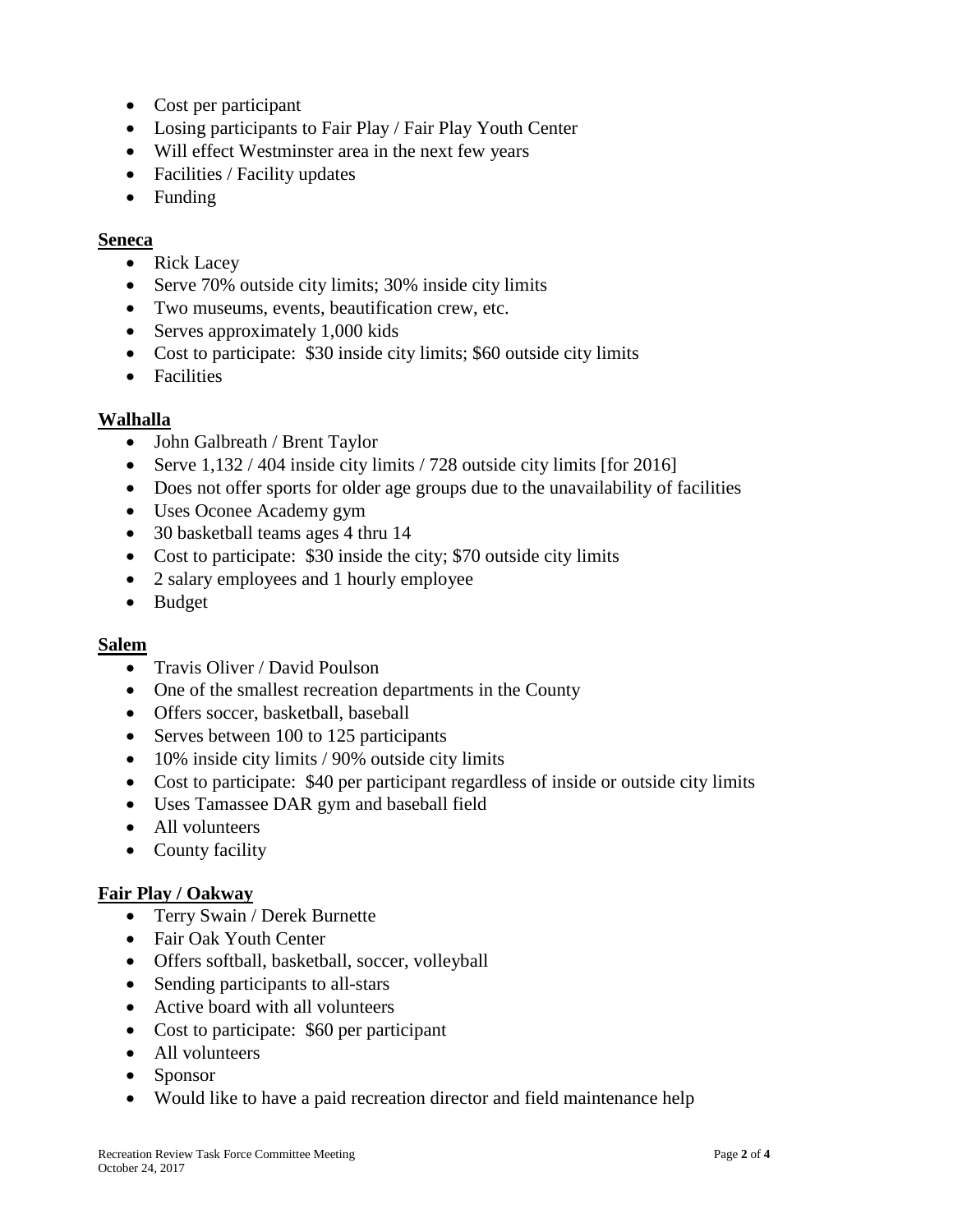- Cost per participant
- Losing participants to Fair Play / Fair Play Youth Center
- Will effect Westminster area in the next few years
- Facilities / Facility updates
- Funding

**Seneca**

- Rick Lacey
- Serve 70% outside city limits; 30% inside city limits
- Two museums, events, beautification crew, etc.
- Serves approximately 1,000 kids
- Cost to participate: $30 inside city limits; $60 outside city limits
- Facilities

**Walhalla**

- John Galbreath / Brent Taylor
- Serve 1,132 / 404 inside city limits / 728 outside city limits [for 2016]
- Does not offer sports for older age groups due to the unavailability of facilities
- Uses Oconee Academy gym
- 30 basketball teams ages 4 thru 14
- Cost to participate: $30 inside the city; $70 outside city limits
- 2 salary employees and 1 hourly employee
- Budget

**Salem**

- Travis Oliver / David Poulson
- One of the smallest recreation departments in the County
- Offers soccer, basketball, baseball
- Serves between 100 to 125 participants
- 10% inside city limits / 90% outside city limits
- Cost to participate: $40 per participant regardless of inside or outside city limits
- Uses Tamassee DAR gym and baseball field
- All volunteers
- County facility

**Fair Play / Oakway**

- Terry Swain / Derek Burnette
- Fair Oak Youth Center
- Offers softball, basketball, soccer, volleyball
- Sending participants to all-stars
- Active board with all volunteers
- Cost to participate: $60 per participant
- All volunteers
- Sponsor
- Would like to have a paid recreation director and field maintenance help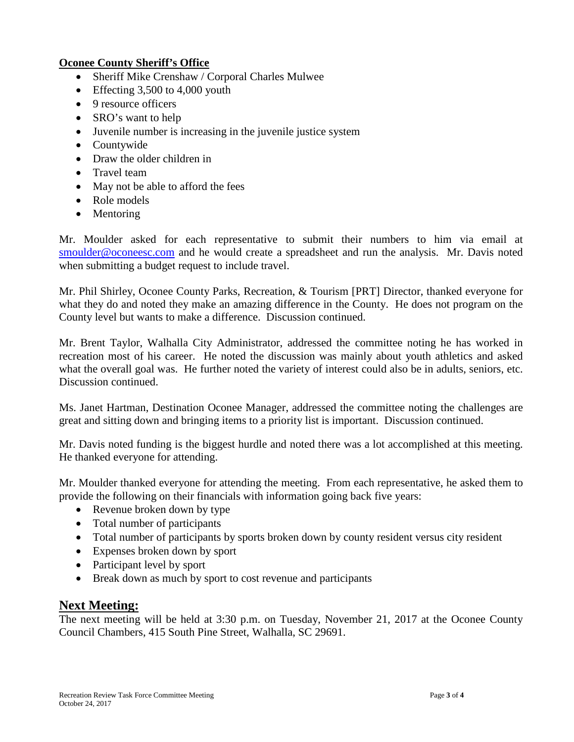**Oconee County Sheriff's Office**

- Sheriff Mike Crenshaw / Corporal Charles Mulwee
- Effecting 3,500 to 4,000 youth
- 9 resource officers
- SRO's want to help
- Juvenile number is increasing in the juvenile justice system
- Countywide
- Draw the older children in
- Travel team
- May not be able to afford the fees
- Role models
- Mentoring

Mr. Moulder asked for each representative to submit their numbers to him via email at smoulder@oconeesc.com and he would create a spreadsheet and run the analysis. Mr. Davis noted when submitting a budget request to include travel.

Mr. Phil Shirley, Oconee County Parks, Recreation, & Tourism [PRT] Director, thanked everyone for what they do and noted they make an amazing difference in the County. He does not program on the County level but wants to make a difference. Discussion continued.

Mr. Brent Taylor, Walhalla City Administrator, addressed the committee noting he has worked in recreation most of his career. He noted the discussion was mainly about youth athletics and asked what the overall goal was. He further noted the variety of interest could also be in adults, seniors, etc. Discussion continued.

Ms. Janet Hartman, Destination Oconee Manager, addressed the committee noting the challenges are great and sitting down and bringing items to a priority list is important. Discussion continued.

Mr. Davis noted funding is the biggest hurdle and noted there was a lot accomplished at this meeting. He thanked everyone for attending.

Mr. Moulder thanked everyone for attending the meeting. From each representative, he asked them to provide the following on their financials with information going back five years:

- Revenue broken down by type
- Total number of participants
- Total number of participants by sports broken down by county resident versus city resident
- Expenses broken down by sport
- Participant level by sport
- Break down as much by sport to cost revenue and participants

## Next Meeting:

The next meeting will be held at 3:30 p.m. on Tuesday, November 21, 2017 at the Oconee County Council Chambers, 415 South Pine Street, Walhalla, SC 29691.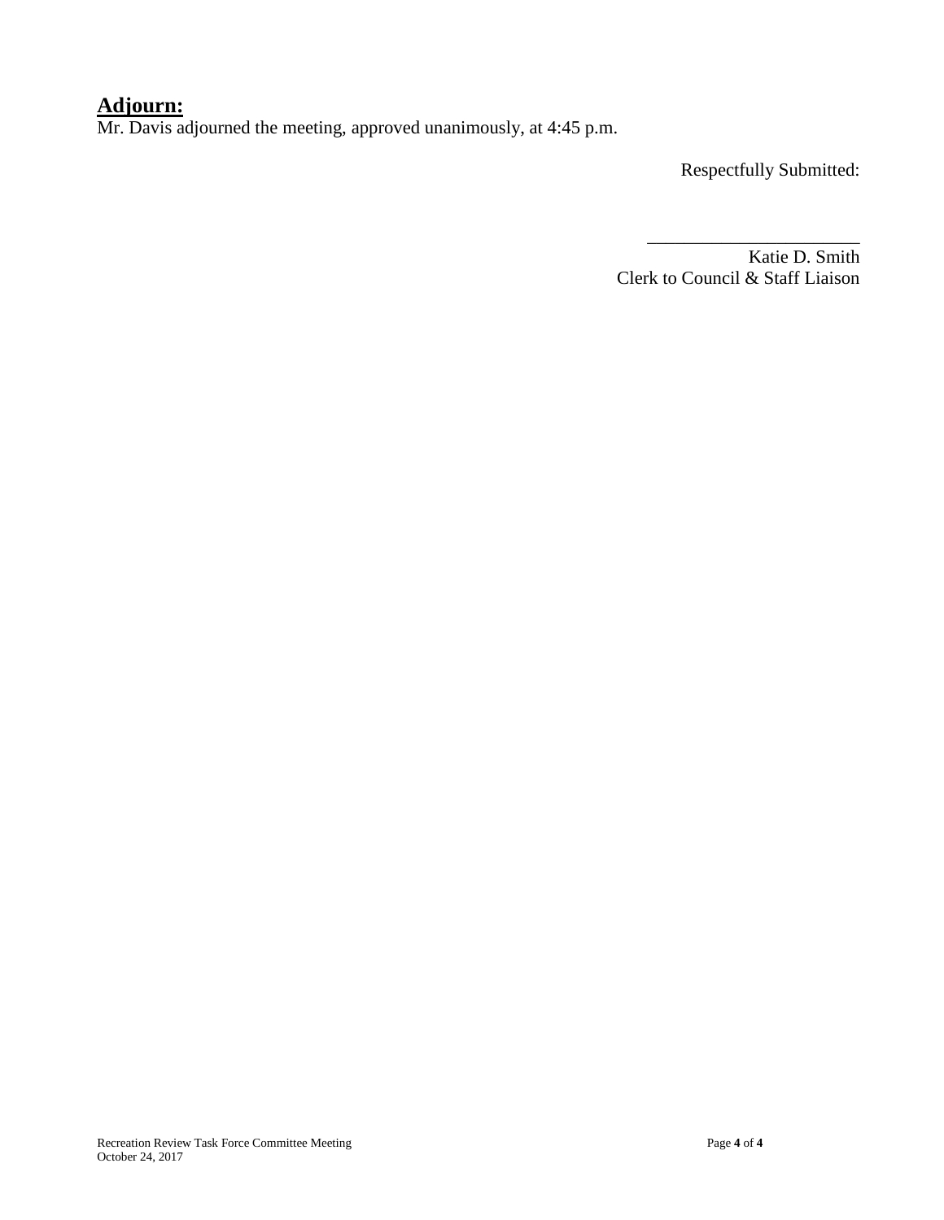## Adjourn:

Mr. Davis adjourned the meeting, approved unanimously, at 4:45 p.m.

Respectfully Submitted:

\_\_\_\_\_\_\_\_\_\_\_\_\_\_\_\_\_\_\_\_\_\_\_\_

Katie D. Smith
Clerk to Council & Staff Liaison